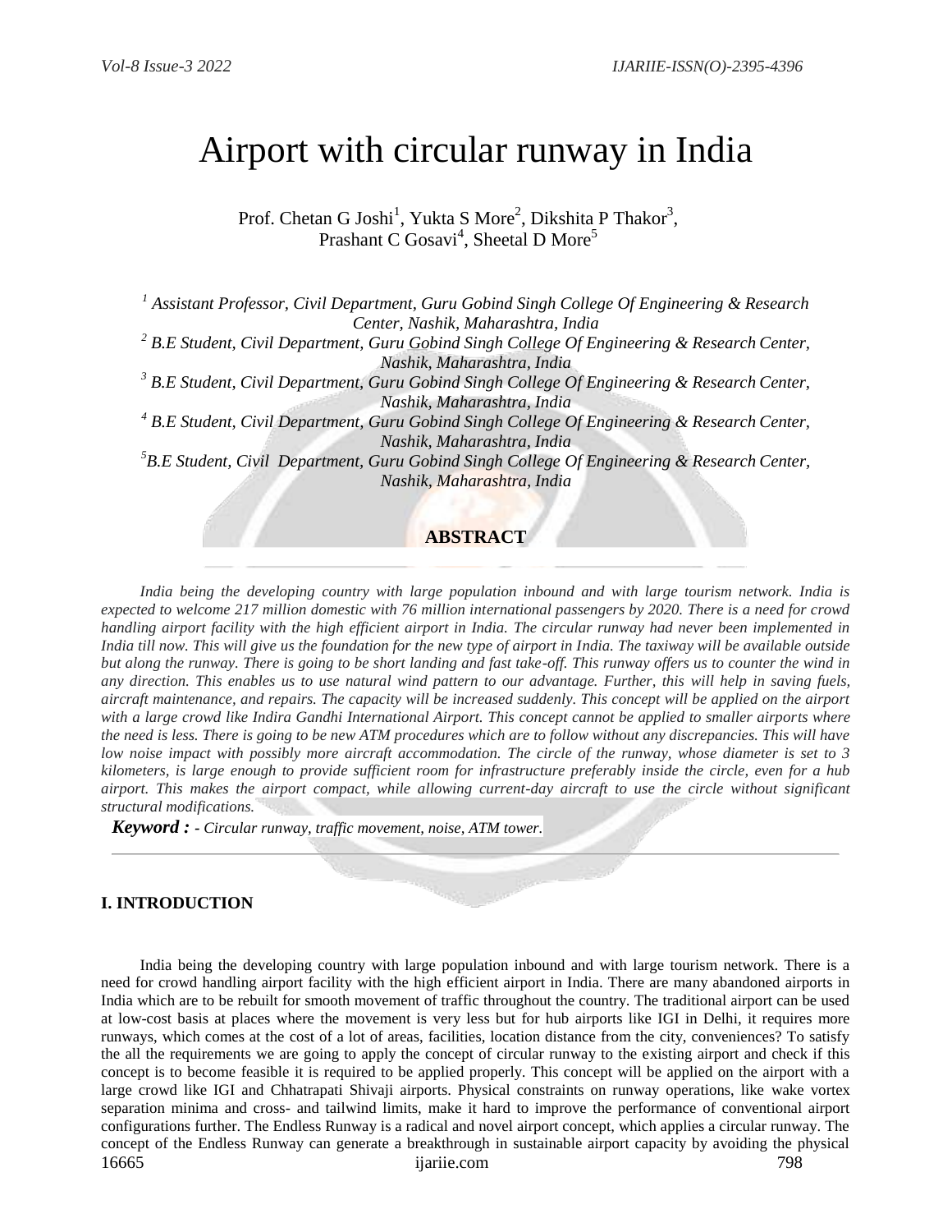# Airport with circular runway in India

Prof. Chetan G Joshi[1], Yukta S More[2], Dikshita P Thakor[3], Prashant C Gosavi[4], Sheetal D More[5]

*[1] Assistant Professor, Civil Department, Guru Gobind Singh College Of Engineering & Research Center, Nashik, Maharashtra, India*
*[2] B.E Student, Civil Department, Guru Gobind Singh College Of Engineering & Research Center, Nashik, Maharashtra, India*
*[3] B.E Student, Civil Department, Guru Gobind Singh College Of Engineering & Research Center, Nashik, Maharashtra, India*
*[4] B.E Student, Civil Department, Guru Gobind Singh College Of Engineering & Research Center, Nashik, Maharashtra, India*
*[5] B.E Student, Civil Department, Guru Gobind Singh College Of Engineering & Research Center, Nashik, Maharashtra, India*

## ABSTRACT

*India being the developing country with large population inbound and with large tourism network. India is expected to welcome 217 million domestic with 76 million international passengers by 2020. There is a need for crowd handling airport facility with the high efficient airport in India. The circular runway had never been implemented in India till now. This will give us the foundation for the new type of airport in India. The taxiway will be available outside but along the runway. There is going to be short landing and fast take-off. This runway offers us to counter the wind in any direction. This enables us to use natural wind pattern to our advantage. Further, this will help in saving fuels, aircraft maintenance, and repairs. The capacity will be increased suddenly. This concept will be applied on the airport with a large crowd like Indira Gandhi International Airport. This concept cannot be applied to smaller airports where the need is less. There is going to be new ATM procedures which are to follow without any discrepancies. This will have low noise impact with possibly more aircraft accommodation. The circle of the runway, whose diameter is set to 3 kilometers, is large enough to provide sufficient room for infrastructure preferably inside the circle, even for a hub airport. This makes the airport compact, while allowing current-day aircraft to use the circle without significant structural modifications.*

***Keyword :*** *- Circular runway, traffic movement, noise, ATM tower.*

## I. INTRODUCTION

India being the developing country with large population inbound and with large tourism network. There is a need for crowd handling airport facility with the high efficient airport in India. There are many abandoned airports in India which are to be rebuilt for smooth movement of traffic throughout the country. The traditional airport can be used at low-cost basis at places where the movement is very less but for hub airports like IGI in Delhi, it requires more runways, which comes at the cost of a lot of areas, facilities, location distance from the city, conveniences? To satisfy the all the requirements we are going to apply the concept of circular runway to the existing airport and check if this concept is to become feasible it is required to be applied properly. This concept will be applied on the airport with a large crowd like IGI and Chhatrapati Shivaji airports. Physical constraints on runway operations, like wake vortex separation minima and cross- and tailwind limits, make it hard to improve the performance of conventional airport configurations further. The Endless Runway is a radical and novel airport concept, which applies a circular runway. The concept of the Endless Runway can generate a breakthrough in sustainable airport capacity by avoiding the physical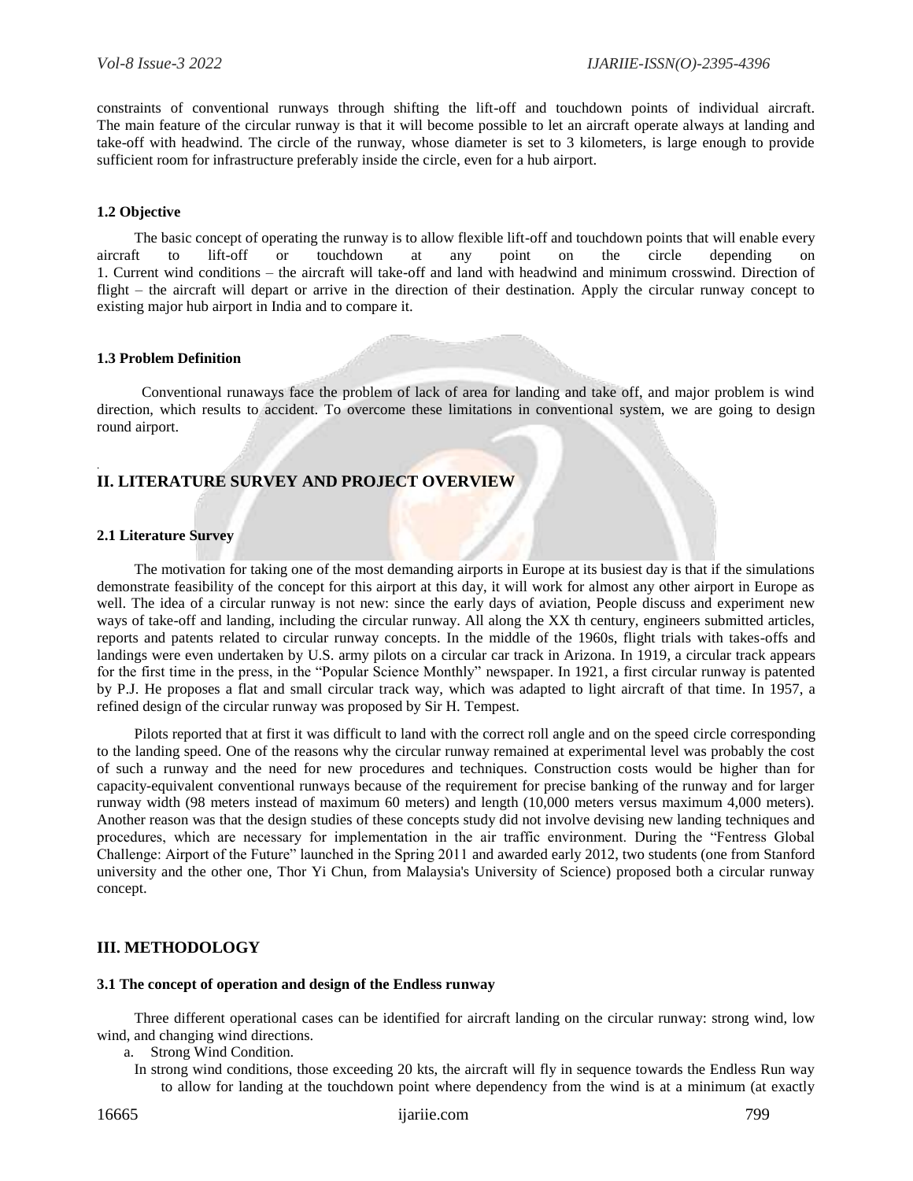constraints of conventional runways through shifting the lift-off and touchdown points of individual aircraft. The main feature of the circular runway is that it will become possible to let an aircraft operate always at landing and take-off with headwind. The circle of the runway, whose diameter is set to 3 kilometers, is large enough to provide sufficient room for infrastructure preferably inside the circle, even for a hub airport.

### 1.2 Objective

The basic concept of operating the runway is to allow flexible lift-off and touchdown points that will enable every aircraft to lift-off or touchdown at any point on the circle depending on
1. Current wind conditions – the aircraft will take-off and land with headwind and minimum crosswind. Direction of flight – the aircraft will depart or arrive in the direction of their destination. Apply the circular runway concept to existing major hub airport in India and to compare it.

### 1.3 Problem Definition

Conventional runaways face the problem of lack of area for landing and take off, and major problem is wind direction, which results to accident. To overcome these limitations in conventional system, we are going to design round airport.

## II. LITERATURE SURVEY AND PROJECT OVERVIEW

### 2.1 Literature Survey

The motivation for taking one of the most demanding airports in Europe at its busiest day is that if the simulations demonstrate feasibility of the concept for this airport at this day, it will work for almost any other airport in Europe as well. The idea of a circular runway is not new: since the early days of aviation, People discuss and experiment new ways of take-off and landing, including the circular runway. All along the XX th century, engineers submitted articles, reports and patents related to circular runway concepts. In the middle of the 1960s, flight trials with takes-offs and landings were even undertaken by U.S. army pilots on a circular car track in Arizona. In 1919, a circular track appears for the first time in the press, in the "Popular Science Monthly" newspaper. In 1921, a first circular runway is patented by P.J. He proposes a flat and small circular track way, which was adapted to light aircraft of that time. In 1957, a refined design of the circular runway was proposed by Sir H. Tempest.

Pilots reported that at first it was difficult to land with the correct roll angle and on the speed circle corresponding to the landing speed. One of the reasons why the circular runway remained at experimental level was probably the cost of such a runway and the need for new procedures and techniques. Construction costs would be higher than for capacity-equivalent conventional runways because of the requirement for precise banking of the runway and for larger runway width (98 meters instead of maximum 60 meters) and length (10,000 meters versus maximum 4,000 meters). Another reason was that the design studies of these concepts study did not involve devising new landing techniques and procedures, which are necessary for implementation in the air traffic environment. During the "Fentress Global Challenge: Airport of the Future" launched in the Spring 2011 and awarded early 2012, two students (one from Stanford university and the other one, Thor Yi Chun, from Malaysia's University of Science) proposed both a circular runway concept.

## III. METHODOLOGY

### 3.1 The concept of operation and design of the Endless runway

Three different operational cases can be identified for aircraft landing on the circular runway: strong wind, low wind, and changing wind directions.

a. Strong Wind Condition.

In strong wind conditions, those exceeding 20 kts, the aircraft will fly in sequence towards the Endless Run way to allow for landing at the touchdown point where dependency from the wind is at a minimum (at exactly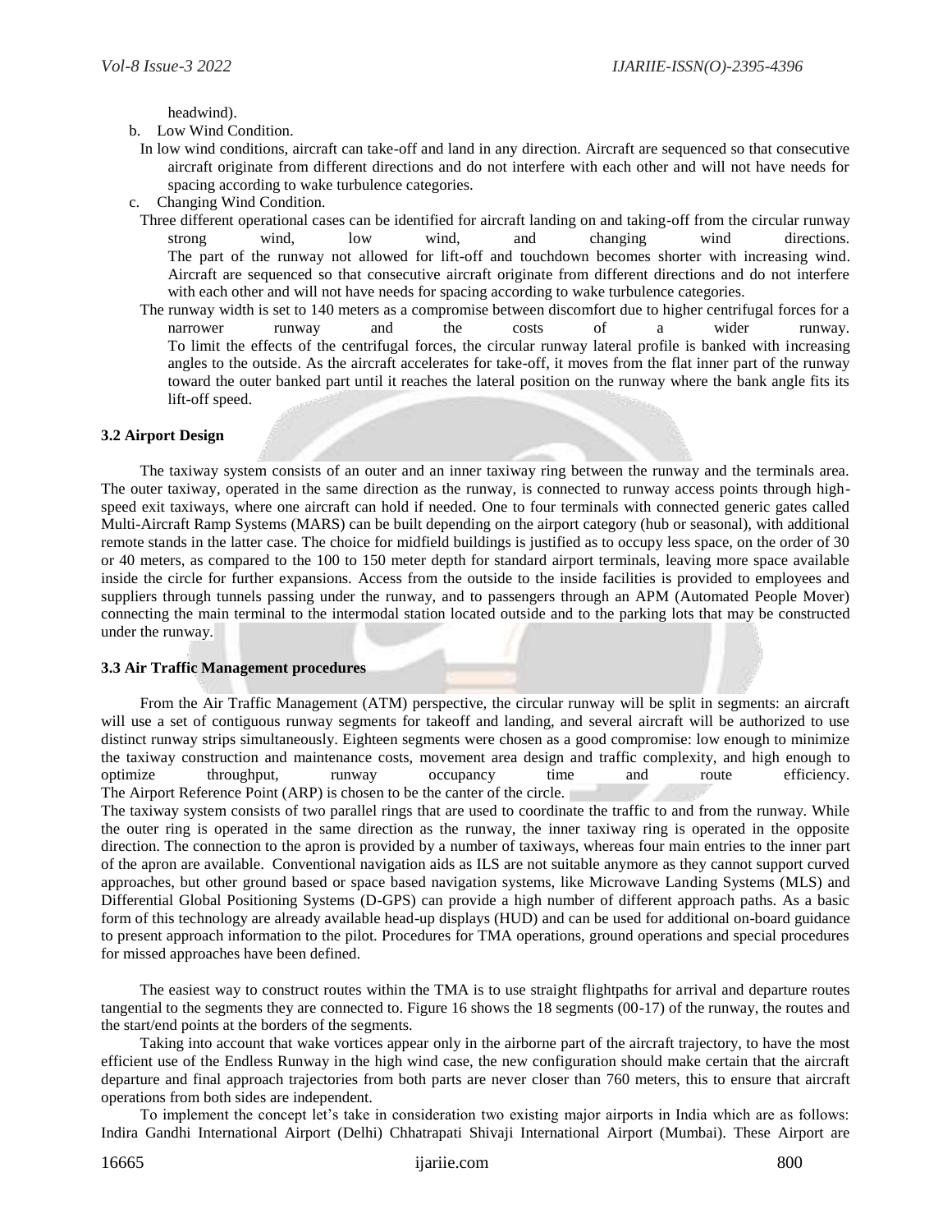headwind).

b. Low Wind Condition.

In low wind conditions, aircraft can take-off and land in any direction. Aircraft are sequenced so that consecutive aircraft originate from different directions and do not interfere with each other and will not have needs for spacing according to wake turbulence categories.

c. Changing Wind Condition.

Three different operational cases can be identified for aircraft landing on and taking-off from the circular runway strong wind, low wind, and changing wind directions. The part of the runway not allowed for lift-off and touchdown becomes shorter with increasing wind. Aircraft are sequenced so that consecutive aircraft originate from different directions and do not interfere with each other and will not have needs for spacing according to wake turbulence categories.

The runway width is set to 140 meters as a compromise between discomfort due to higher centrifugal forces for a narrower runway and the costs of a wider runway. To limit the effects of the centrifugal forces, the circular runway lateral profile is banked with increasing angles to the outside. As the aircraft accelerates for take-off, it moves from the flat inner part of the runway toward the outer banked part until it reaches the lateral position on the runway where the bank angle fits its lift-off speed.

### 3.2 Airport Design

The taxiway system consists of an outer and an inner taxiway ring between the runway and the terminals area. The outer taxiway, operated in the same direction as the runway, is connected to runway access points through high-speed exit taxiways, where one aircraft can hold if needed. One to four terminals with connected generic gates called Multi-Aircraft Ramp Systems (MARS) can be built depending on the airport category (hub or seasonal), with additional remote stands in the latter case. The choice for midfield buildings is justified as to occupy less space, on the order of 30 or 40 meters, as compared to the 100 to 150 meter depth for standard airport terminals, leaving more space available inside the circle for further expansions. Access from the outside to the inside facilities is provided to employees and suppliers through tunnels passing under the runway, and to passengers through an APM (Automated People Mover) connecting the main terminal to the intermodal station located outside and to the parking lots that may be constructed under the runway.

### 3.3 Air Traffic Management procedures

From the Air Traffic Management (ATM) perspective, the circular runway will be split in segments: an aircraft will use a set of contiguous runway segments for takeoff and landing, and several aircraft will be authorized to use distinct runway strips simultaneously. Eighteen segments were chosen as a good compromise: low enough to minimize the taxiway construction and maintenance costs, movement area design and traffic complexity, and high enough to optimize throughput, runway occupancy time and route efficiency.
The Airport Reference Point (ARP) is chosen to be the canter of the circle.
The taxiway system consists of two parallel rings that are used to coordinate the traffic to and from the runway. While the outer ring is operated in the same direction as the runway, the inner taxiway ring is operated in the opposite direction. The connection to the apron is provided by a number of taxiways, whereas four main entries to the inner part of the apron are available. Conventional navigation aids as ILS are not suitable anymore as they cannot support curved approaches, but other ground based or space based navigation systems, like Microwave Landing Systems (MLS) and Differential Global Positioning Systems (D-GPS) can provide a high number of different approach paths. As a basic form of this technology are already available head-up displays (HUD) and can be used for additional on-board guidance to present approach information to the pilot. Procedures for TMA operations, ground operations and special procedures for missed approaches have been defined.

The easiest way to construct routes within the TMA is to use straight flightpaths for arrival and departure routes tangential to the segments they are connected to. Figure 16 shows the 18 segments (00-17) of the runway, the routes and the start/end points at the borders of the segments.

Taking into account that wake vortices appear only in the airborne part of the aircraft trajectory, to have the most efficient use of the Endless Runway in the high wind case, the new configuration should make certain that the aircraft departure and final approach trajectories from both parts are never closer than 760 meters, this to ensure that aircraft operations from both sides are independent.

To implement the concept let's take in consideration two existing major airports in India which are as follows: Indira Gandhi International Airport (Delhi) Chhatrapati Shivaji International Airport (Mumbai). These Airport are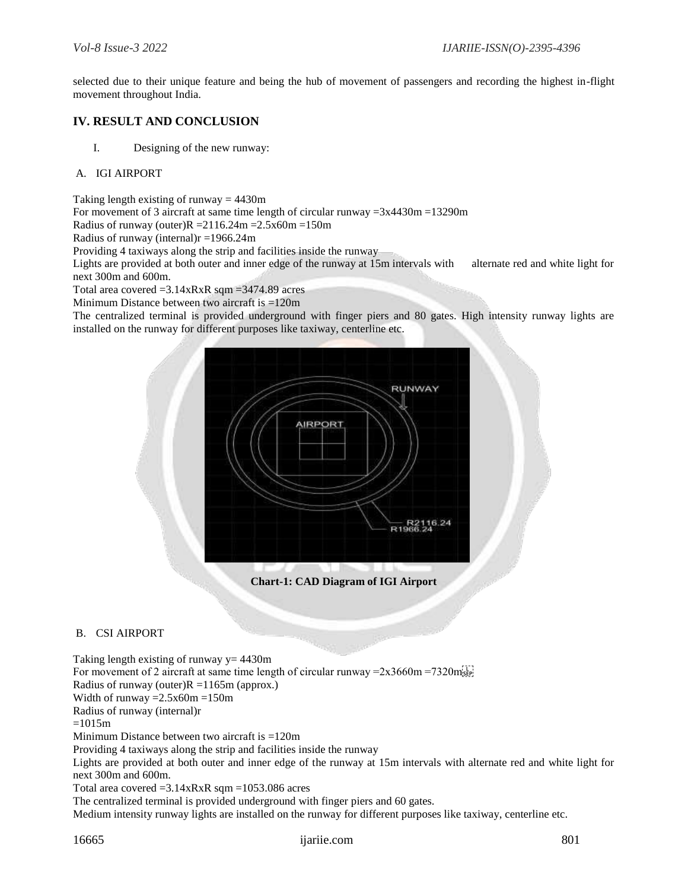selected due to their unique feature and being the hub of movement of passengers and recording the highest in-flight movement throughout India.

## IV. RESULT AND CONCLUSION

I. Designing of the new runway:

A. IGI AIRPORT

Taking length existing of runway = 4430m
For movement of 3 aircraft at same time length of circular runway =3x4430m =13290m
Radius of runway (outer)R =2116.24m =2.5x60m =150m
Radius of runway (internal)r =1966.24m
Providing 4 taxiways along the strip and facilities inside the runway
Lights are provided at both outer and inner edge of the runway at 15m intervals with alternate red and white light for next 300m and 600m.
Total area covered =3.14xRxR sqm =3474.89 acres
Minimum Distance between two aircraft is =120m
The centralized terminal is provided underground with finger piers and 80 gates. High intensity runway lights are installed on the runway for different purposes like taxiway, centerline etc.

**Chart-1: CAD Diagram of IGI Airport**

B. CSI AIRPORT

Taking length existing of runway y= 4430m
For movement of 2 aircraft at same time length of circular runway =2x3660m =7320m
Radius of runway (outer)R =1165m (approx.)
Width of runway =2.5x60m =150m
Radius of runway (internal)r
=1015m
Minimum Distance between two aircraft is =120m
Providing 4 taxiways along the strip and facilities inside the runway
Lights are provided at both outer and inner edge of the runway at 15m intervals with alternate red and white light for next 300m and 600m.
Total area covered =3.14xRxR sqm =1053.086 acres
The centralized terminal is provided underground with finger piers and 60 gates.
Medium intensity runway lights are installed on the runway for different purposes like taxiway, centerline etc.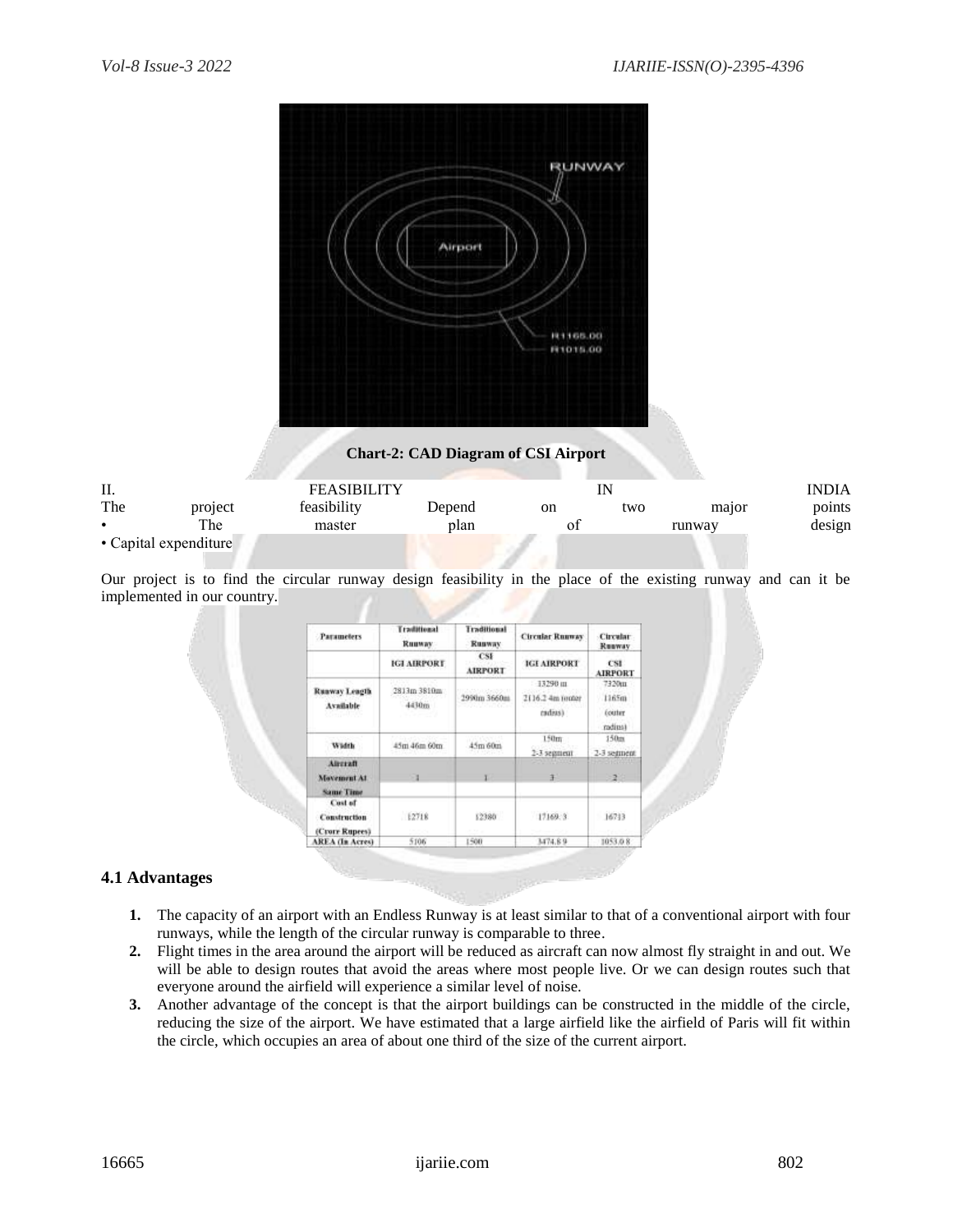Chart-2: CAD Diagram of CSI Airport

## II. FEASIBILITY IN INDIA

The project feasibility Depend on two major points

- The master plan of runway design
- Capital expenditure

Our project is to find the circular runway design feasibility in the place of the existing runway and can it be implemented in our country.

| Parameters | Traditional Runway | Traditional Runway | Circular Runway | Circular Runway |
|---|---|---|---|---|
| | IGI AIRPORT | CSI AIRPORT | IGI AIRPORT | CSI AIRPORT |
| Runway Length Available | 2813m 3810m 4430m | 2990m 3660m | 13290 m 2116.2 4m (outer radius) | 7320m 1165m (outer radius) |
| Width | 45m 46m 60m | 45m 60m | 150m 2-3 segment | 150m 2-3 segment |
| Aircraft Movement At Same Time | 1 | 1 | 3 | 2 |
| Cost of Construction (Crore Rupees) | 12718 | 12380 | 17169. 3 | 16713 |
| AREA (In Acres) | 5106 | 1500 | 3474.8 9 | 1053.0 8 |

### 4.1 Advantages

1. The capacity of an airport with an Endless Runway is at least similar to that of a conventional airport with four runways, while the length of the circular runway is comparable to three.
2. Flight times in the area around the airport will be reduced as aircraft can now almost fly straight in and out. We will be able to design routes that avoid the areas where most people live. Or we can design routes such that everyone around the airfield will experience a similar level of noise.
3. Another advantage of the concept is that the airport buildings can be constructed in the middle of the circle, reducing the size of the airport. We have estimated that a large airfield like the airfield of Paris will fit within the circle, which occupies an area of about one third of the size of the current airport.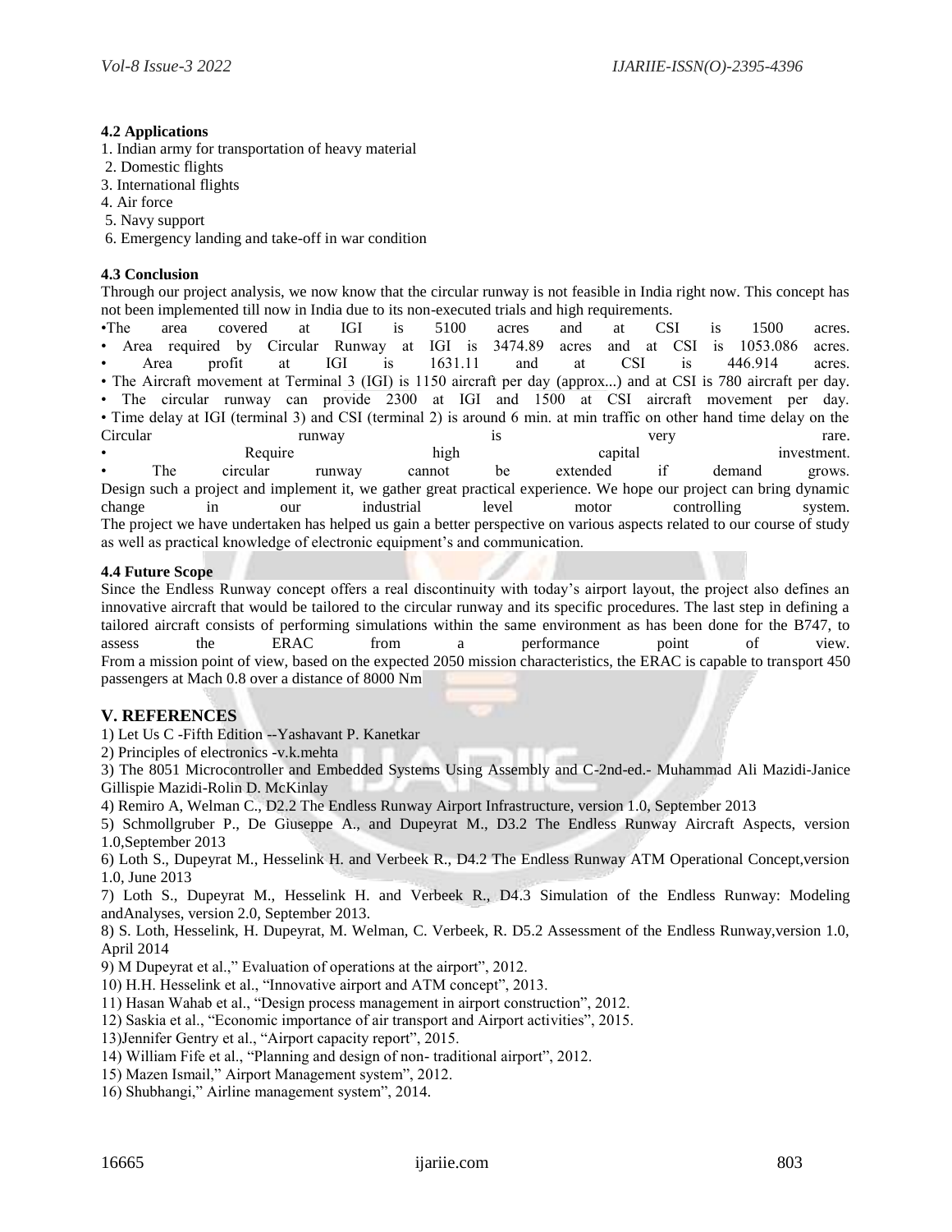### 4.2 Applications

1. Indian army for transportation of heavy material
2. Domestic flights
3. International flights
4. Air force
5. Navy support
6. Emergency landing and take-off in war condition

### 4.3 Conclusion

Through our project analysis, we now know that the circular runway is not feasible in India right now. This concept has not been implemented till now in India due to its non-executed trials and high requirements.

- The area covered at IGI is 5100 acres and at CSI is 1500 acres.
- Area required by Circular Runway at IGI is 3474.89 acres and at CSI is 1053.086 acres.
- Area profit at IGI is 1631.11 and at CSI is 446.914 acres.
- The Aircraft movement at Terminal 3 (IGI) is 1150 aircraft per day (approx...) and at CSI is 780 aircraft per day.
- The circular runway can provide 2300 at IGI and 1500 at CSI aircraft movement per day.
- Time delay at IGI (terminal 3) and CSI (terminal 2) is around 6 min. at min traffic on other hand time delay on the Circular runway is very rare.
- Require high capital investment.
- The circular runway cannot be extended if demand grows.

Design such a project and implement it, we gather great practical experience. We hope our project can bring dynamic change in our industrial level motor controlling system.
The project we have undertaken has helped us gain a better perspective on various aspects related to our course of study as well as practical knowledge of electronic equipment's and communication.

### 4.4 Future Scope

Since the Endless Runway concept offers a real discontinuity with today's airport layout, the project also defines an innovative aircraft that would be tailored to the circular runway and its specific procedures. The last step in defining a tailored aircraft consists of performing simulations within the same environment as has been done for the B747, to assess the ERAC from a performance point of view.
From a mission point of view, based on the expected 2050 mission characteristics, the ERAC is capable to transport 450 passengers at Mach 0.8 over a distance of 8000 Nm

## V. REFERENCES

1) Let Us C -Fifth Edition --Yashavant P. Kanetkar
2) Principles of electronics -v.k.mehta
3) The 8051 Microcontroller and Embedded Systems Using Assembly and C-2nd-ed.- Muhammad Ali Mazidi-Janice Gillispie Mazidi-Rolin D. McKinlay
4) Remiro A, Welman C., D2.2 The Endless Runway Airport Infrastructure, version 1.0, September 2013
5) Schmollgruber P., De Giuseppe A., and Dupeyrat M., D3.2 The Endless Runway Aircraft Aspects, version 1.0,September 2013
6) Loth S., Dupeyrat M., Hesselink H. and Verbeek R., D4.2 The Endless Runway ATM Operational Concept,version 1.0, June 2013
7) Loth S., Dupeyrat M., Hesselink H. and Verbeek R., D4.3 Simulation of the Endless Runway: Modeling andAnalyses, version 2.0, September 2013.
8) S. Loth, Hesselink, H. Dupeyrat, M. Welman, C. Verbeek, R. D5.2 Assessment of the Endless Runway,version 1.0, April 2014
9) M Dupeyrat et al.," Evaluation of operations at the airport", 2012.
10) H.H. Hesselink et al., "Innovative airport and ATM concept", 2013.
11) Hasan Wahab et al., "Design process management in airport construction", 2012.
12) Saskia et al., "Economic importance of air transport and Airport activities", 2015.
13)Jennifer Gentry et al., "Airport capacity report", 2015.
14) William Fife et al., "Planning and design of non- traditional airport", 2012.
15) Mazen Ismail," Airport Management system", 2012.
16) Shubhangi," Airline management system", 2014.